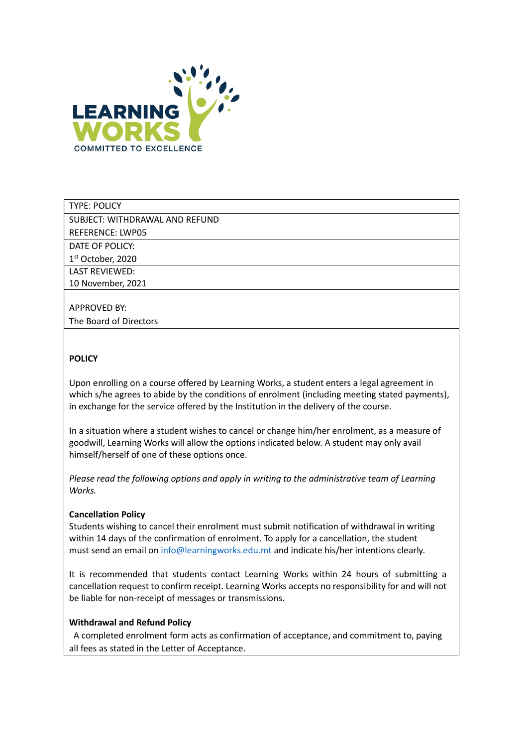LEARNING WORKS
COMMITTED TO EXCELLENCE

| TYPE: POLICY |
|---|
| SUBJECT: WITHDRAWAL AND REFUND<br>REFERENCE: LWP05 |
| DATE OF POLICY:<br>1st October, 2020 |
| LAST REVIEWED:<br>10 November, 2021 |
| APPROVED BY:<br>The Board of Directors |

**POLICY**

Upon enrolling on a course offered by Learning Works, a student enters a legal agreement in which s/he agrees to abide by the conditions of enrolment (including meeting stated payments), in exchange for the service offered by the Institution in the delivery of the course.

In a situation where a student wishes to cancel or change him/her enrolment, as a measure of goodwill, Learning Works will allow the options indicated below. A student may only avail himself/herself of one of these options once.

*Please read the following options and apply in writing to the administrative team of Learning Works.*

**Cancellation Policy**

Students wishing to cancel their enrolment must submit notification of withdrawal in writing within 14 days of the confirmation of enrolment. To apply for a cancellation, the student must send an email on info@learningworks.edu.mt and indicate his/her intentions clearly.

It is recommended that students contact Learning Works within 24 hours of submitting a cancellation request to confirm receipt. Learning Works accepts no responsibility for and will not be liable for non-receipt of messages or transmissions.

**Withdrawal and Refund Policy**

A completed enrolment form acts as confirmation of acceptance, and commitment to, paying all fees as stated in the Letter of Acceptance.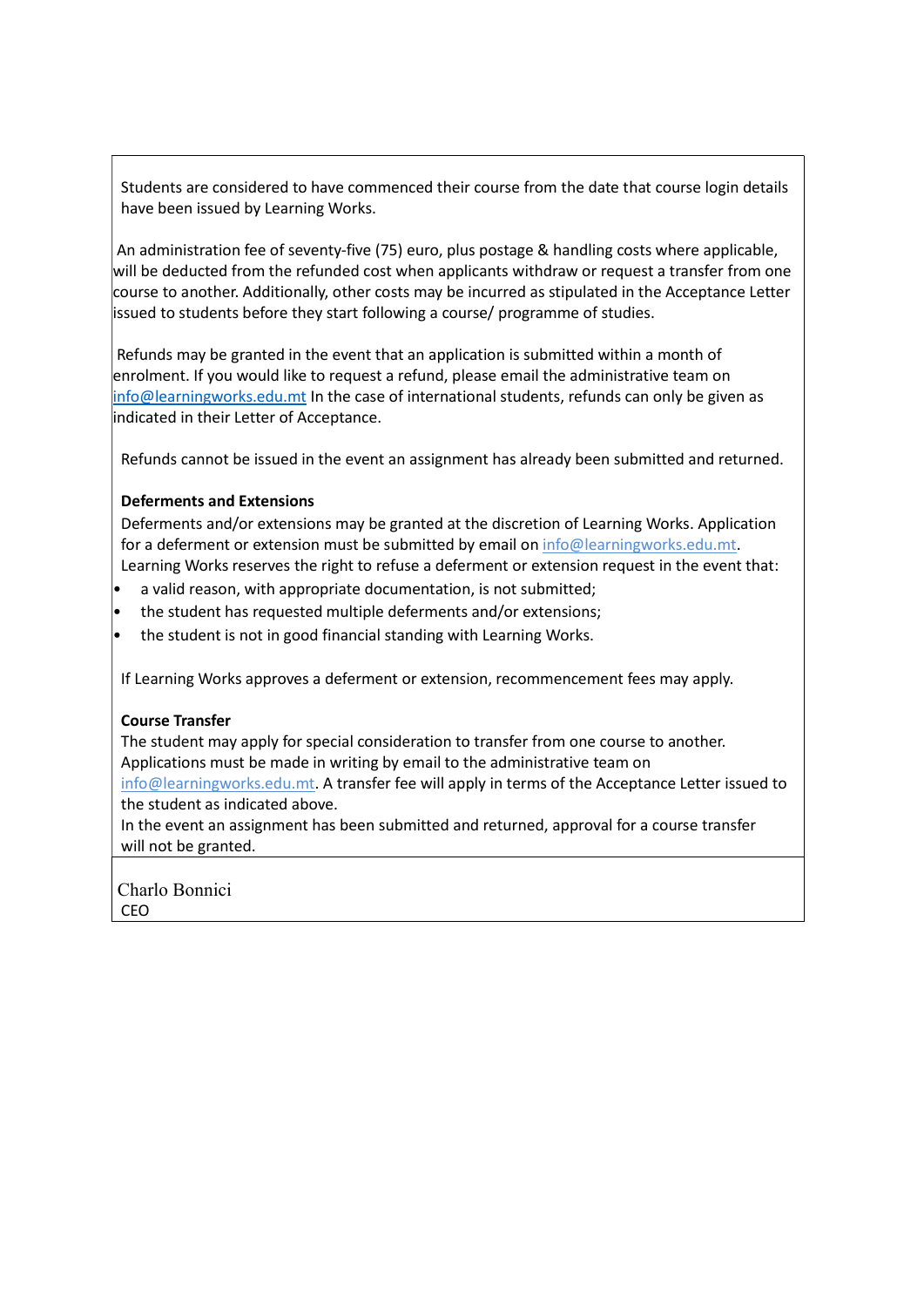Students are considered to have commenced their course from the date that course login details have been issued by Learning Works.

An administration fee of seventy-five (75) euro, plus postage & handling costs where applicable, will be deducted from the refunded cost when applicants withdraw or request a transfer from one course to another. Additionally, other costs may be incurred as stipulated in the Acceptance Letter issued to students before they start following a course/ programme of studies.

Refunds may be granted in the event that an application is submitted within a month of enrolment. If you would like to request a refund, please email the administrative team on info@learningworks.edu.mt In the case of international students, refunds can only be given as indicated in their Letter of Acceptance.

Refunds cannot be issued in the event an assignment has already been submitted and returned.

**Deferments and Extensions**

Deferments and/or extensions may be granted at the discretion of Learning Works. Application for a deferment or extension must be submitted by email on info@learningworks.edu.mt.
Learning Works reserves the right to refuse a deferment or extension request in the event that:

- a valid reason, with appropriate documentation, is not submitted;
- the student has requested multiple deferments and/or extensions;
- the student is not in good financial standing with Learning Works.

If Learning Works approves a deferment or extension, recommencement fees may apply.

**Course Transfer**

The student may apply for special consideration to transfer from one course to another. Applications must be made in writing by email to the administrative team on info@learningworks.edu.mt. A transfer fee will apply in terms of the Acceptance Letter issued to the student as indicated above.
In the event an assignment has been submitted and returned, approval for a course transfer will not be granted.

Charlo Bonnici
CEO